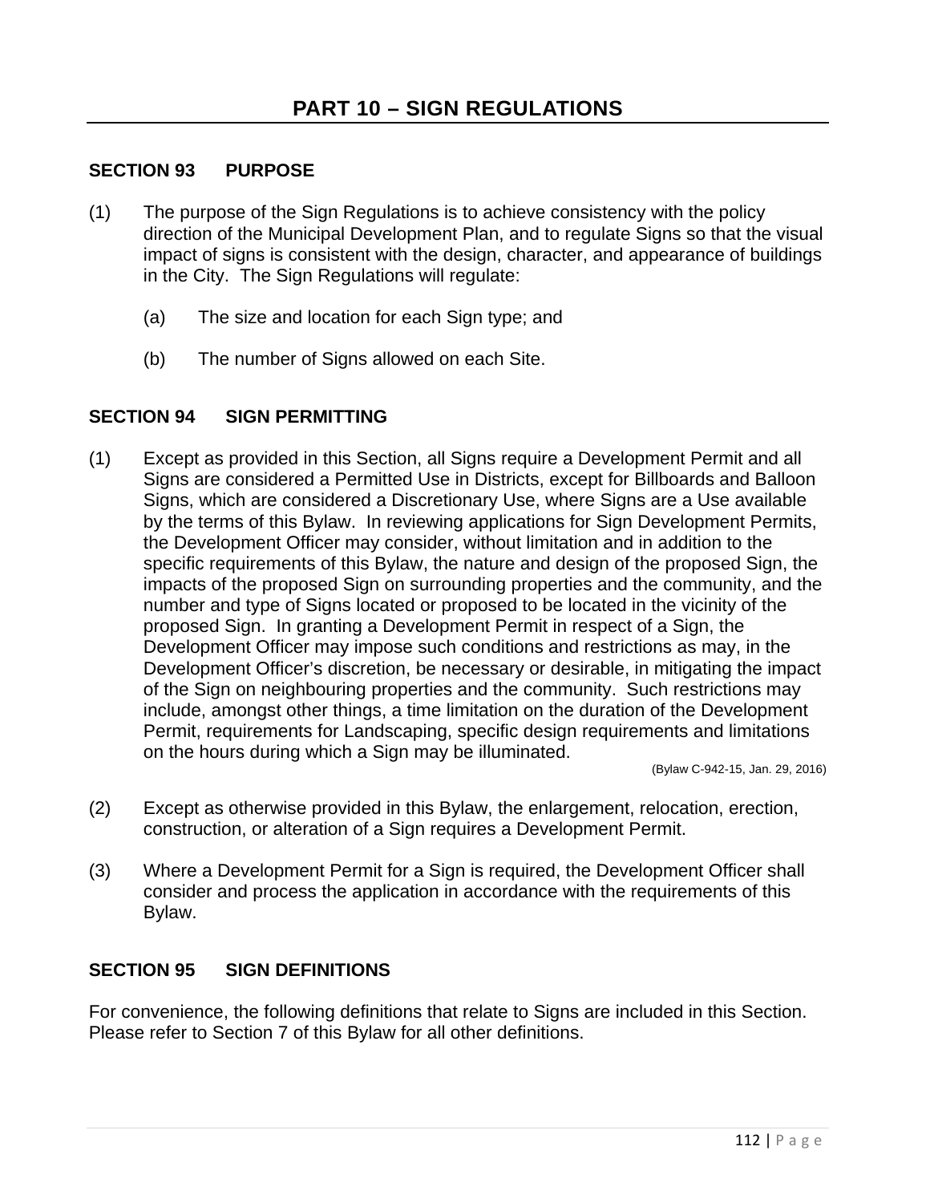# PART 10 – SIGN REGULATIONS

## SECTION 93 PURPOSE

(1) The purpose of the Sign Regulations is to achieve consistency with the policy direction of the Municipal Development Plan, and to regulate Signs so that the visual impact of signs is consistent with the design, character, and appearance of buildings in the City. The Sign Regulations will regulate:

  (a) The size and location for each Sign type; and

  (b) The number of Signs allowed on each Site.

## SECTION 94 SIGN PERMITTING

(1) Except as provided in this Section, all Signs require a Development Permit and all Signs are considered a Permitted Use in Districts, except for Billboards and Balloon Signs, which are considered a Discretionary Use, where Signs are a Use available by the terms of this Bylaw. In reviewing applications for Sign Development Permits, the Development Officer may consider, without limitation and in addition to the specific requirements of this Bylaw, the nature and design of the proposed Sign, the impacts of the proposed Sign on surrounding properties and the community, and the number and type of Signs located or proposed to be located in the vicinity of the proposed Sign. In granting a Development Permit in respect of a Sign, the Development Officer may impose such conditions and restrictions as may, in the Development Officer's discretion, be necessary or desirable, in mitigating the impact of the Sign on neighbouring properties and the community. Such restrictions may include, amongst other things, a time limitation on the duration of the Development Permit, requirements for Landscaping, specific design requirements and limitations on the hours during which a Sign may be illuminated.

(Bylaw C-942-15, Jan. 29, 2016)

(2) Except as otherwise provided in this Bylaw, the enlargement, relocation, erection, construction, or alteration of a Sign requires a Development Permit.

(3) Where a Development Permit for a Sign is required, the Development Officer shall consider and process the application in accordance with the requirements of this Bylaw.

## SECTION 95 SIGN DEFINITIONS

For convenience, the following definitions that relate to Signs are included in this Section. Please refer to Section 7 of this Bylaw for all other definitions.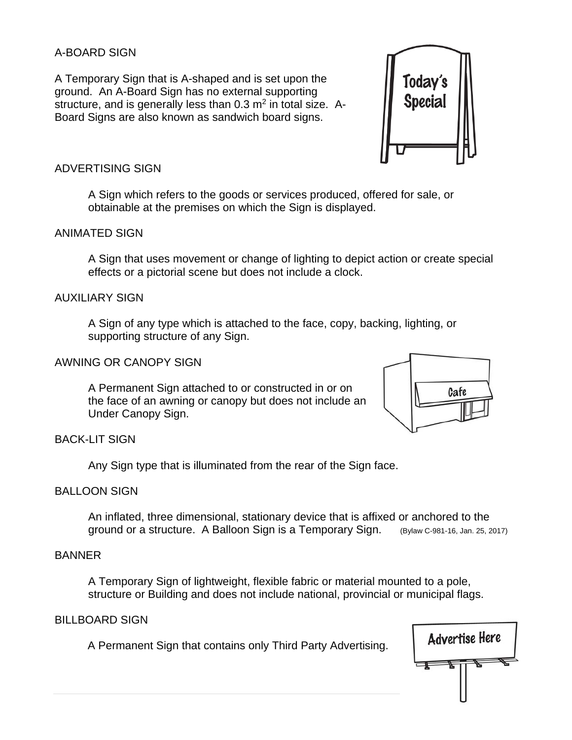## A-BOARD SIGN

A Temporary Sign that is A-shaped and is set upon the ground. An A-Board Sign has no external supporting structure, and is generally less than 0.3 $m^2$ in total size. A-Board Signs are also known as sandwich board signs.

## ADVERTISING SIGN

A Sign which refers to the goods or services produced, offered for sale, or obtainable at the premises on which the Sign is displayed.

## ANIMATED SIGN

A Sign that uses movement or change of lighting to depict action or create special effects or a pictorial scene but does not include a clock.

## AUXILIARY SIGN

A Sign of any type which is attached to the face, copy, backing, lighting, or supporting structure of any Sign.

## AWNING OR CANOPY SIGN

A Permanent Sign attached to or constructed in or on the face of an awning or canopy but does not include an Under Canopy Sign.

## BACK-LIT SIGN

Any Sign type that is illuminated from the rear of the Sign face.

## BALLOON SIGN

An inflated, three dimensional, stationary device that is affixed or anchored to the ground or a structure. A Balloon Sign is a Temporary Sign. (Bylaw C-981-16, Jan. 25, 2017)

## BANNER

A Temporary Sign of lightweight, flexible fabric or material mounted to a pole, structure or Building and does not include national, provincial or municipal flags.

## BILLBOARD SIGN

A Permanent Sign that contains only Third Party Advertising.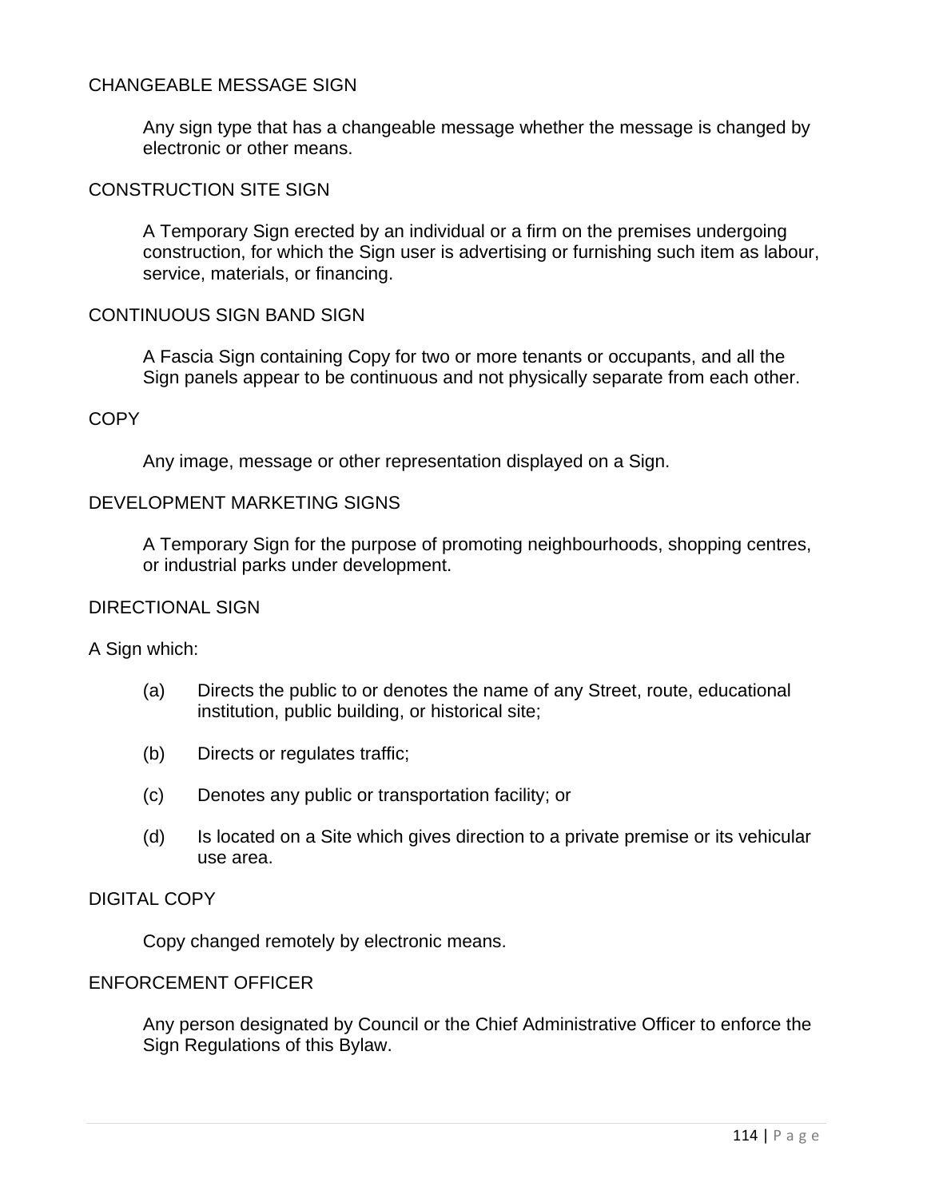### CHANGEABLE MESSAGE SIGN

Any sign type that has a changeable message whether the message is changed by electronic or other means.

### CONSTRUCTION SITE SIGN

A Temporary Sign erected by an individual or a firm on the premises undergoing construction, for which the Sign user is advertising or furnishing such item as labour, service, materials, or financing.

### CONTINUOUS SIGN BAND SIGN

A Fascia Sign containing Copy for two or more tenants or occupants, and all the Sign panels appear to be continuous and not physically separate from each other.

### COPY

Any image, message or other representation displayed on a Sign.

### DEVELOPMENT MARKETING SIGNS

A Temporary Sign for the purpose of promoting neighbourhoods, shopping centres, or industrial parks under development.

### DIRECTIONAL SIGN

A Sign which:

- (a) Directs the public to or denotes the name of any Street, route, educational institution, public building, or historical site;
- (b) Directs or regulates traffic;
- (c) Denotes any public or transportation facility; or
- (d) Is located on a Site which gives direction to a private premise or its vehicular use area.

### DIGITAL COPY

Copy changed remotely by electronic means.

### ENFORCEMENT OFFICER

Any person designated by Council or the Chief Administrative Officer to enforce the Sign Regulations of this Bylaw.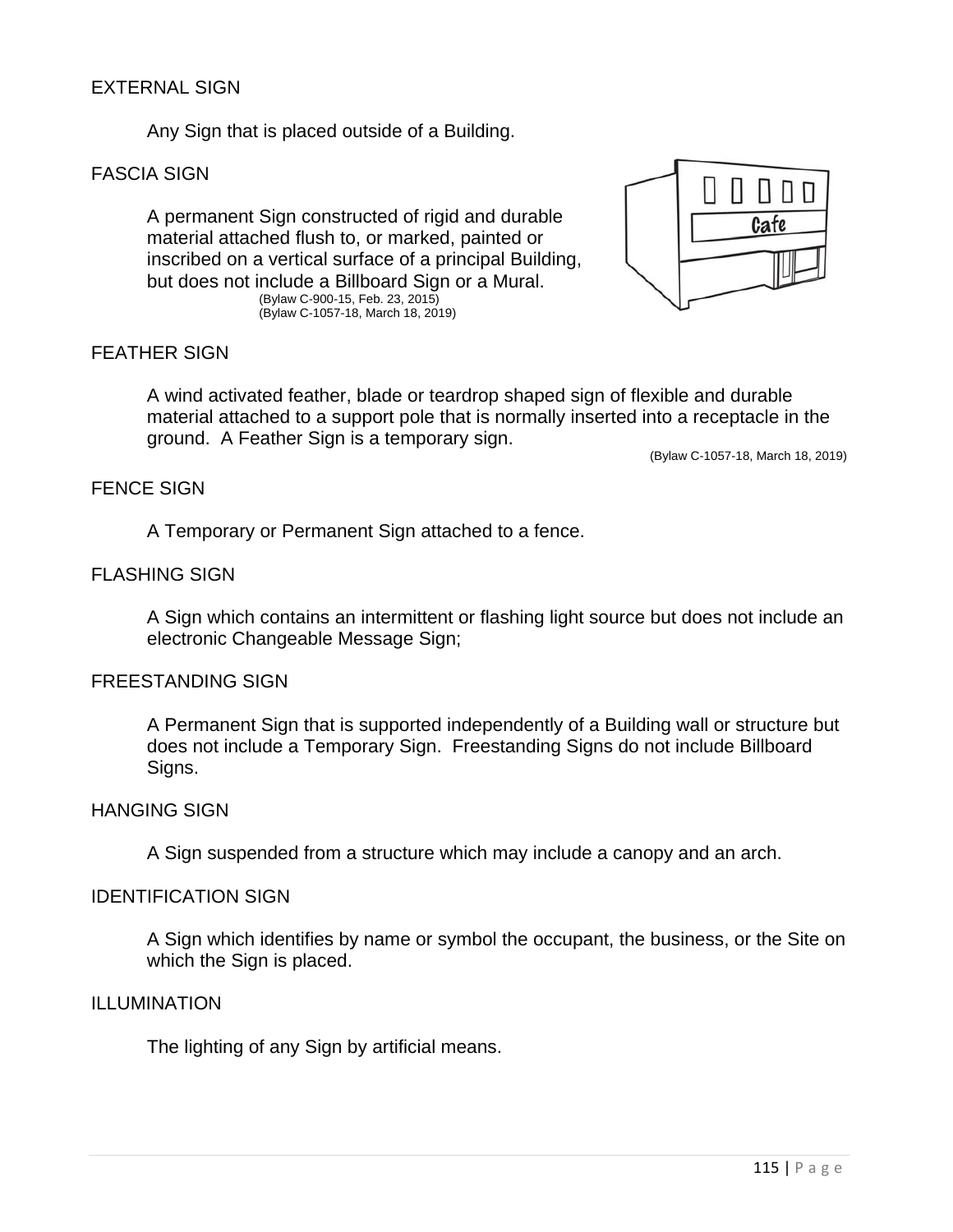EXTERNAL SIGN

Any Sign that is placed outside of a Building.

FASCIA SIGN

A permanent Sign constructed of rigid and durable material attached flush to, or marked, painted or inscribed on a vertical surface of a principal Building, but does not include a Billboard Sign or a Mural.
(Bylaw C-900-15, Feb. 23, 2015)
(Bylaw C-1057-18, March 18, 2019)

FEATHER SIGN

A wind activated feather, blade or teardrop shaped sign of flexible and durable material attached to a support pole that is normally inserted into a receptacle in the ground. A Feather Sign is a temporary sign.
(Bylaw C-1057-18, March 18, 2019)

FENCE SIGN

A Temporary or Permanent Sign attached to a fence.

FLASHING SIGN

A Sign which contains an intermittent or flashing light source but does not include an electronic Changeable Message Sign;

FREESTANDING SIGN

A Permanent Sign that is supported independently of a Building wall or structure but does not include a Temporary Sign. Freestanding Signs do not include Billboard Signs.

HANGING SIGN

A Sign suspended from a structure which may include a canopy and an arch.

IDENTIFICATION SIGN

A Sign which identifies by name or symbol the occupant, the business, or the Site on which the Sign is placed.

ILLUMINATION

The lighting of any Sign by artificial means.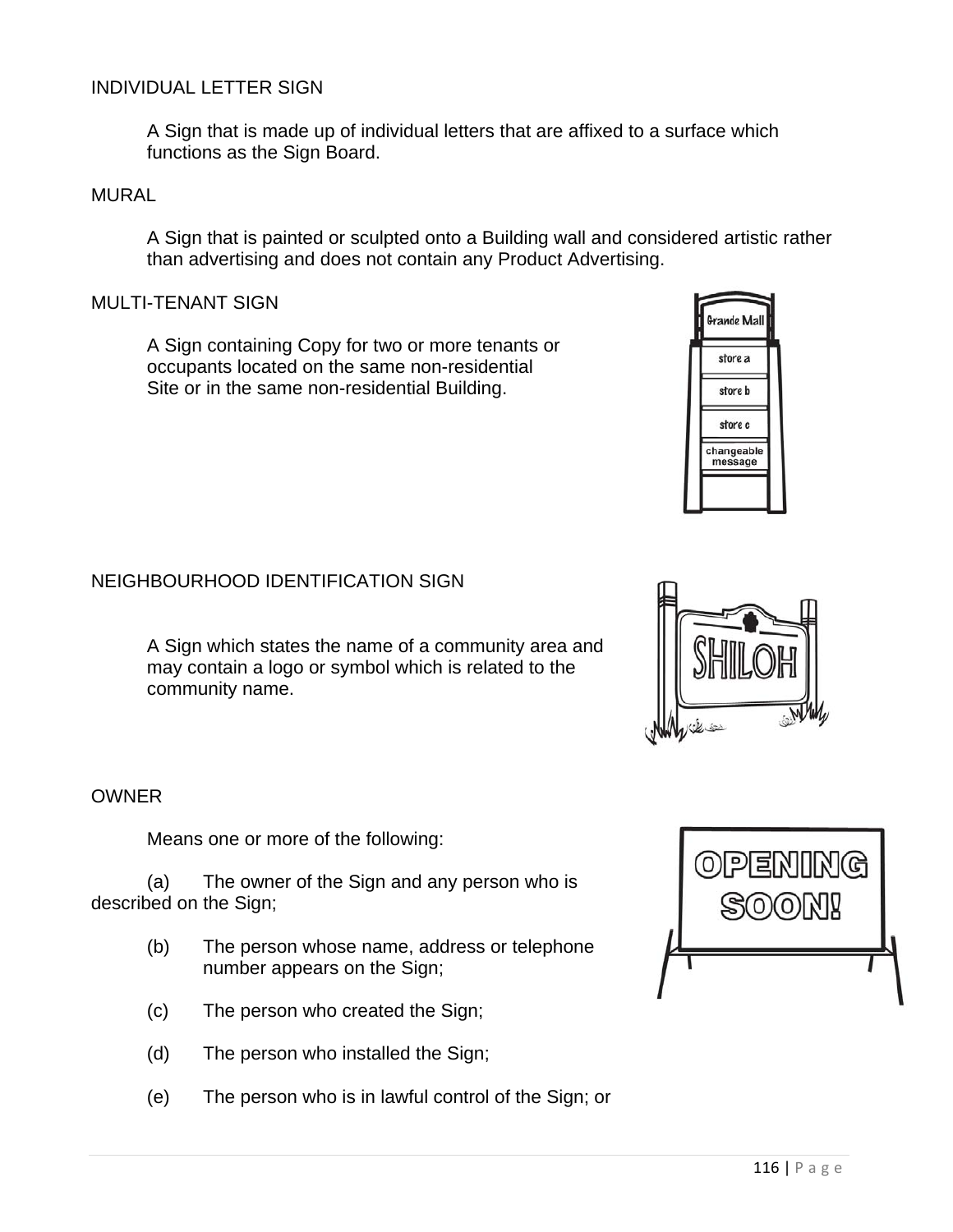INDIVIDUAL LETTER SIGN

A Sign that is made up of individual letters that are affixed to a surface which functions as the Sign Board.

MURAL

A Sign that is painted or sculpted onto a Building wall and considered artistic rather than advertising and does not contain any Product Advertising.

MULTI-TENANT SIGN

A Sign containing Copy for two or more tenants or occupants located on the same non-residential Site or in the same non-residential Building.

NEIGHBOURHOOD IDENTIFICATION SIGN

A Sign which states the name of a community area and may contain a logo or symbol which is related to the community name.

OWNER

Means one or more of the following:

(a) The owner of the Sign and any person who is described on the Sign;

(b) The person whose name, address or telephone number appears on the Sign;

(c) The person who created the Sign;

(d) The person who installed the Sign;

(e) The person who is in lawful control of the Sign; or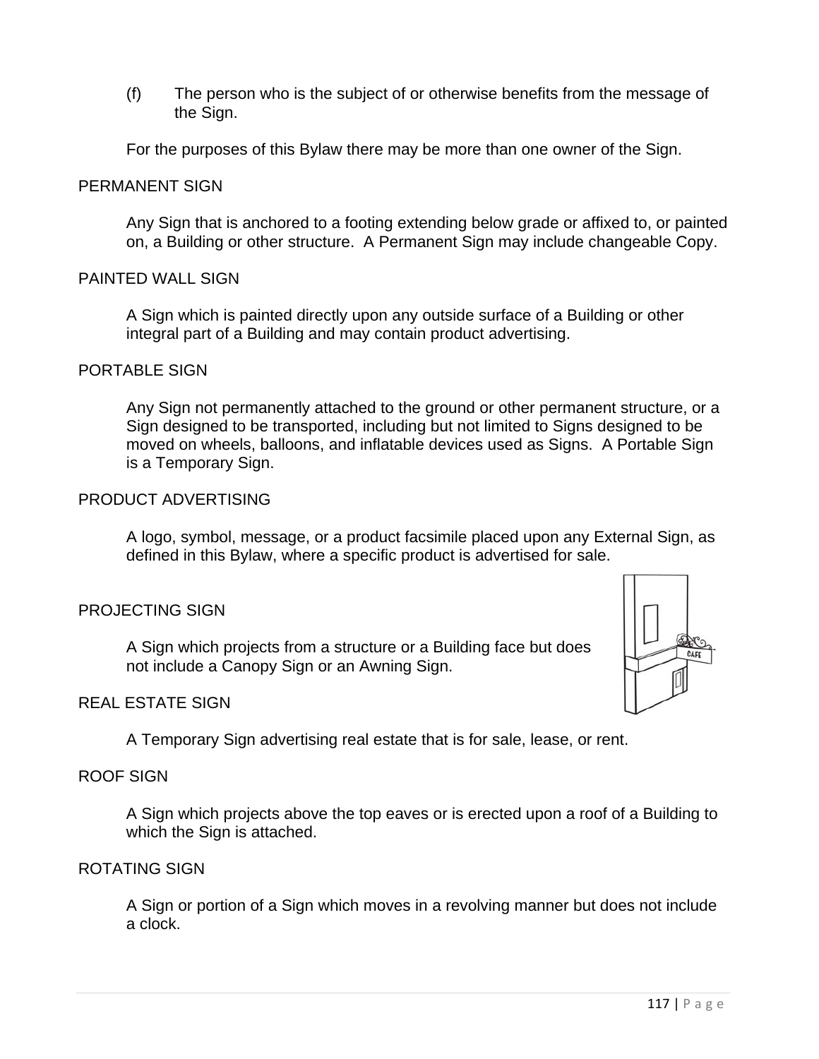(f) The person who is the subject of or otherwise benefits from the message of the Sign.

For the purposes of this Bylaw there may be more than one owner of the Sign.

## PERMANENT SIGN

Any Sign that is anchored to a footing extending below grade or affixed to, or painted on, a Building or other structure. A Permanent Sign may include changeable Copy.

## PAINTED WALL SIGN

A Sign which is painted directly upon any outside surface of a Building or other integral part of a Building and may contain product advertising.

## PORTABLE SIGN

Any Sign not permanently attached to the ground or other permanent structure, or a Sign designed to be transported, including but not limited to Signs designed to be moved on wheels, balloons, and inflatable devices used as Signs. A Portable Sign is a Temporary Sign.

## PRODUCT ADVERTISING

A logo, symbol, message, or a product facsimile placed upon any External Sign, as defined in this Bylaw, where a specific product is advertised for sale.

## PROJECTING SIGN

A Sign which projects from a structure or a Building face but does not include a Canopy Sign or an Awning Sign.

## REAL ESTATE SIGN

A Temporary Sign advertising real estate that is for sale, lease, or rent.

## ROOF SIGN

A Sign which projects above the top eaves or is erected upon a roof of a Building to which the Sign is attached.

## ROTATING SIGN

A Sign or portion of a Sign which moves in a revolving manner but does not include a clock.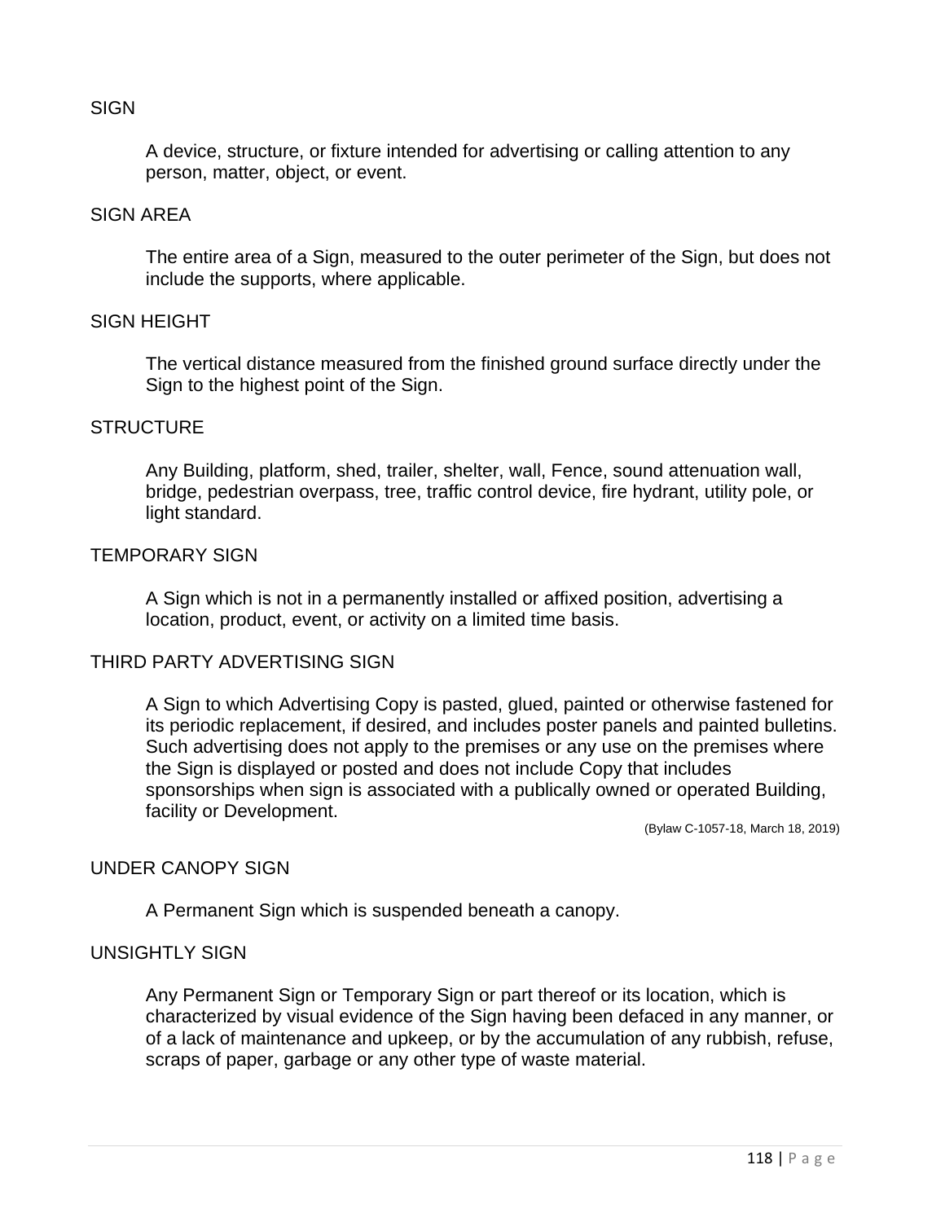SIGN

A device, structure, or fixture intended for advertising or calling attention to any person, matter, object, or event.

SIGN AREA

The entire area of a Sign, measured to the outer perimeter of the Sign, but does not include the supports, where applicable.

SIGN HEIGHT

The vertical distance measured from the finished ground surface directly under the Sign to the highest point of the Sign.

STRUCTURE

Any Building, platform, shed, trailer, shelter, wall, Fence, sound attenuation wall, bridge, pedestrian overpass, tree, traffic control device, fire hydrant, utility pole, or light standard.

TEMPORARY SIGN

A Sign which is not in a permanently installed or affixed position, advertising a location, product, event, or activity on a limited time basis.

THIRD PARTY ADVERTISING SIGN

A Sign to which Advertising Copy is pasted, glued, painted or otherwise fastened for its periodic replacement, if desired, and includes poster panels and painted bulletins. Such advertising does not apply to the premises or any use on the premises where the Sign is displayed or posted and does not include Copy that includes sponsorships when sign is associated with a publically owned or operated Building, facility or Development.

(Bylaw C-1057-18, March 18, 2019)

UNDER CANOPY SIGN

A Permanent Sign which is suspended beneath a canopy.

UNSIGHTLY SIGN

Any Permanent Sign or Temporary Sign or part thereof or its location, which is characterized by visual evidence of the Sign having been defaced in any manner, or of a lack of maintenance and upkeep, or by the accumulation of any rubbish, refuse, scraps of paper, garbage or any other type of waste material.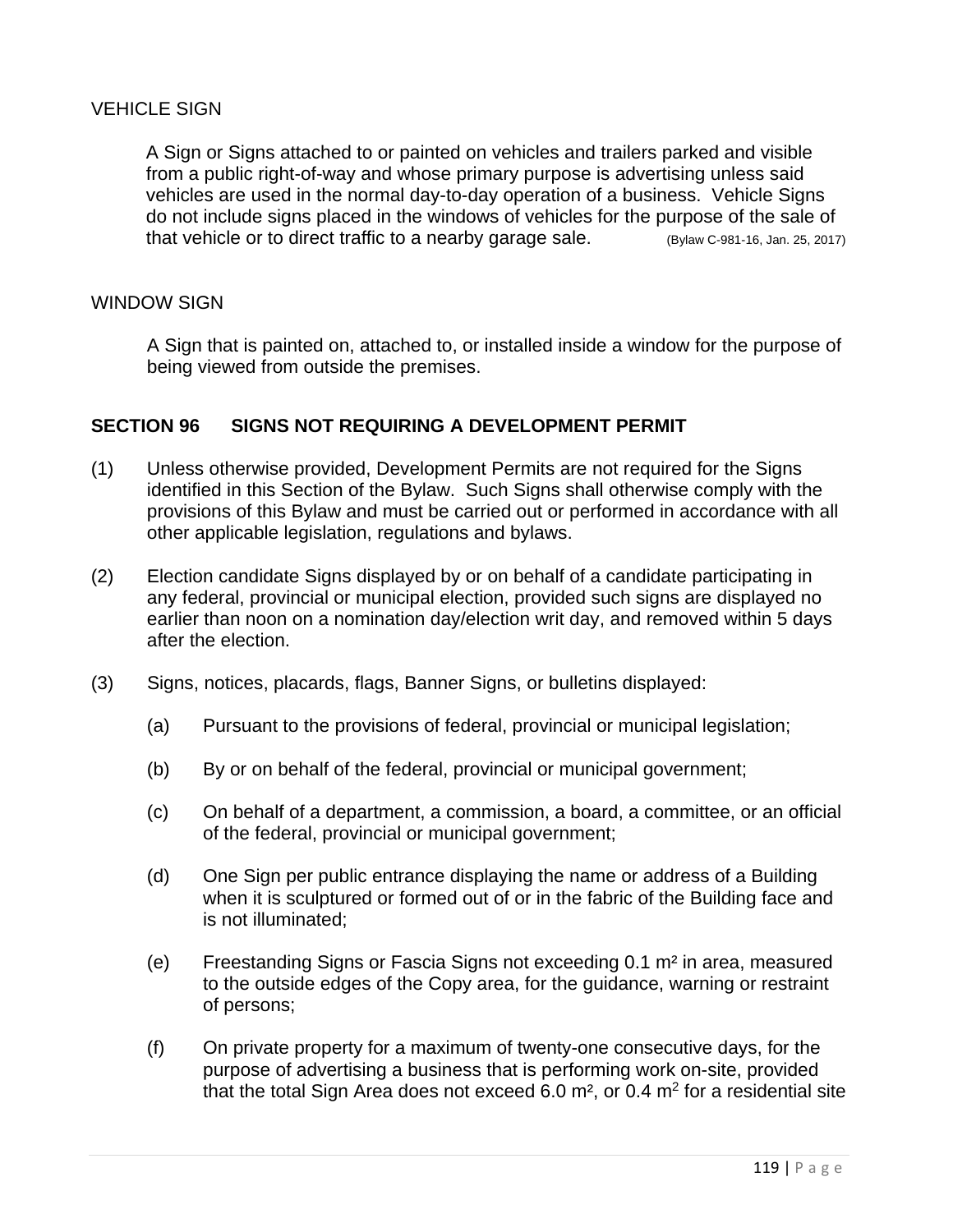VEHICLE SIGN

A Sign or Signs attached to or painted on vehicles and trailers parked and visible from a public right-of-way and whose primary purpose is advertising unless said vehicles are used in the normal day-to-day operation of a business. Vehicle Signs do not include signs placed in the windows of vehicles for the purpose of the sale of that vehicle or to direct traffic to a nearby garage sale. (Bylaw C-981-16, Jan. 25, 2017)

WINDOW SIGN

A Sign that is painted on, attached to, or installed inside a window for the purpose of being viewed from outside the premises.

## SECTION 96 SIGNS NOT REQUIRING A DEVELOPMENT PERMIT

(1) Unless otherwise provided, Development Permits are not required for the Signs identified in this Section of the Bylaw. Such Signs shall otherwise comply with the provisions of this Bylaw and must be carried out or performed in accordance with all other applicable legislation, regulations and bylaws.

(2) Election candidate Signs displayed by or on behalf of a candidate participating in any federal, provincial or municipal election, provided such signs are displayed no earlier than noon on a nomination day/election writ day, and removed within 5 days after the election.

(3) Signs, notices, placards, flags, Banner Signs, or bulletins displayed:

(a) Pursuant to the provisions of federal, provincial or municipal legislation;

(b) By or on behalf of the federal, provincial or municipal government;

(c) On behalf of a department, a commission, a board, a committee, or an official of the federal, provincial or municipal government;

(d) One Sign per public entrance displaying the name or address of a Building when it is sculptured or formed out of or in the fabric of the Building face and is not illuminated;

(e) Freestanding Signs or Fascia Signs not exceeding 0.1 $m^2$ in area, measured to the outside edges of the Copy area, for the guidance, warning or restraint of persons;

(f) On private property for a maximum of twenty-one consecutive days, for the purpose of advertising a business that is performing work on-site, provided that the total Sign Area does not exceed 6.0 $m^2$, or 0.4 $m^2$ for a residential site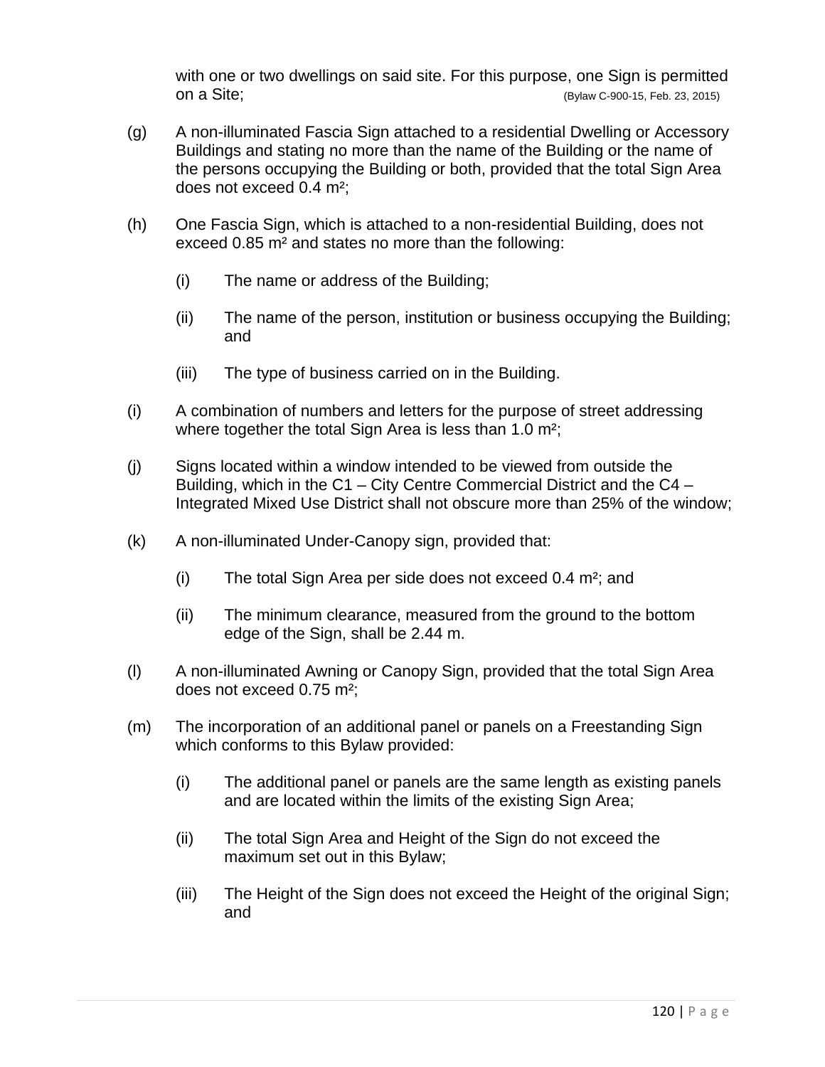with one or two dwellings on said site. For this purpose, one Sign is permitted on a Site; (Bylaw C-900-15, Feb. 23, 2015)

(g) A non-illuminated Fascia Sign attached to a residential Dwelling or Accessory Buildings and stating no more than the name of the Building or the name of the persons occupying the Building or both, provided that the total Sign Area does not exceed 0.4 $m^2$;

(h) One Fascia Sign, which is attached to a non-residential Building, does not exceed 0.85 $m^2$ and states no more than the following:

   (i) The name or address of the Building;

   (ii) The name of the person, institution or business occupying the Building; and

   (iii) The type of business carried on in the Building.

(i) A combination of numbers and letters for the purpose of street addressing where together the total Sign Area is less than 1.0 $m^2$;

(j) Signs located within a window intended to be viewed from outside the Building, which in the C1 – City Centre Commercial District and the C4 – Integrated Mixed Use District shall not obscure more than 25% of the window;

(k) A non-illuminated Under-Canopy sign, provided that:

   (i) The total Sign Area per side does not exceed 0.4 $m^2$; and

   (ii) The minimum clearance, measured from the ground to the bottom edge of the Sign, shall be 2.44 m.

(l) A non-illuminated Awning or Canopy Sign, provided that the total Sign Area does not exceed 0.75 $m^2$;

(m) The incorporation of an additional panel or panels on a Freestanding Sign which conforms to this Bylaw provided:

   (i) The additional panel or panels are the same length as existing panels and are located within the limits of the existing Sign Area;

   (ii) The total Sign Area and Height of the Sign do not exceed the maximum set out in this Bylaw;

   (iii) The Height of the Sign does not exceed the Height of the original Sign; and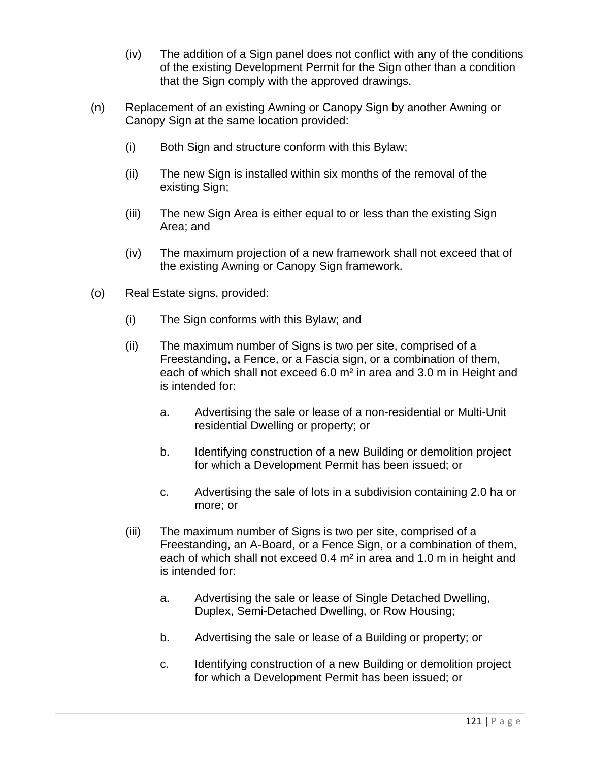(iv) The addition of a Sign panel does not conflict with any of the conditions of the existing Development Permit for the Sign other than a condition that the Sign comply with the approved drawings.

(n) Replacement of an existing Awning or Canopy Sign by another Awning or Canopy Sign at the same location provided:

(i) Both Sign and structure conform with this Bylaw;

(ii) The new Sign is installed within six months of the removal of the existing Sign;

(iii) The new Sign Area is either equal to or less than the existing Sign Area; and

(iv) The maximum projection of a new framework shall not exceed that of the existing Awning or Canopy Sign framework.

(o) Real Estate signs, provided:

(i) The Sign conforms with this Bylaw; and

(ii) The maximum number of Signs is two per site, comprised of a Freestanding, a Fence, or a Fascia sign, or a combination of them, each of which shall not exceed 6.0 m² in area and 3.0 m in Height and is intended for:

a. Advertising the sale or lease of a non-residential or Multi-Unit residential Dwelling or property; or

b. Identifying construction of a new Building or demolition project for which a Development Permit has been issued; or

c. Advertising the sale of lots in a subdivision containing 2.0 ha or more; or

(iii) The maximum number of Signs is two per site, comprised of a Freestanding, an A-Board, or a Fence Sign, or a combination of them, each of which shall not exceed 0.4 m² in area and 1.0 m in height and is intended for:

a. Advertising the sale or lease of Single Detached Dwelling, Duplex, Semi-Detached Dwelling, or Row Housing;

b. Advertising the sale or lease of a Building or property; or

c. Identifying construction of a new Building or demolition project for which a Development Permit has been issued; or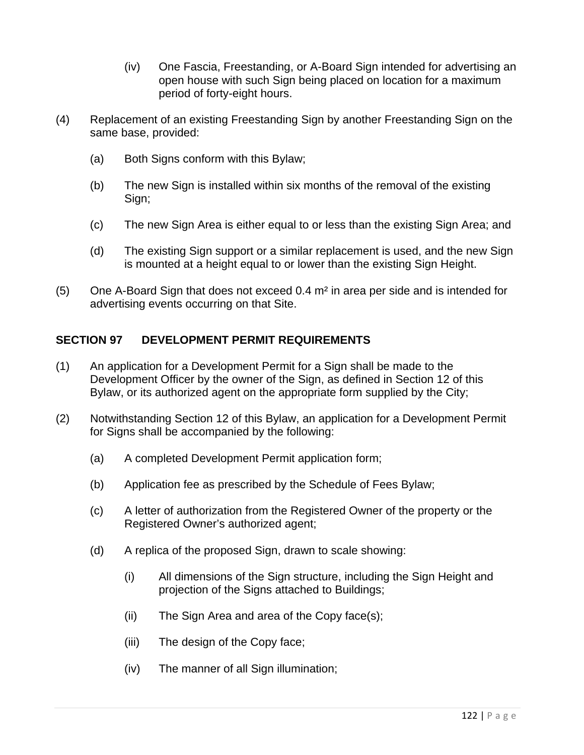(iv) One Fascia, Freestanding, or A-Board Sign intended for advertising an open house with such Sign being placed on location for a maximum period of forty-eight hours.

(4) Replacement of an existing Freestanding Sign by another Freestanding Sign on the same base, provided:

(a) Both Signs conform with this Bylaw;

(b) The new Sign is installed within six months of the removal of the existing Sign;

(c) The new Sign Area is either equal to or less than the existing Sign Area; and

(d) The existing Sign support or a similar replacement is used, and the new Sign is mounted at a height equal to or lower than the existing Sign Height.

(5) One A-Board Sign that does not exceed 0.4 $m^2$ in area per side and is intended for advertising events occurring on that Site.

## SECTION 97 DEVELOPMENT PERMIT REQUIREMENTS

(1) An application for a Development Permit for a Sign shall be made to the Development Officer by the owner of the Sign, as defined in Section 12 of this Bylaw, or its authorized agent on the appropriate form supplied by the City;

(2) Notwithstanding Section 12 of this Bylaw, an application for a Development Permit for Signs shall be accompanied by the following:

(a) A completed Development Permit application form;

(b) Application fee as prescribed by the Schedule of Fees Bylaw;

(c) A letter of authorization from the Registered Owner of the property or the Registered Owner's authorized agent;

(d) A replica of the proposed Sign, drawn to scale showing:

(i) All dimensions of the Sign structure, including the Sign Height and projection of the Signs attached to Buildings;

(ii) The Sign Area and area of the Copy face(s);

(iii) The design of the Copy face;

(iv) The manner of all Sign illumination;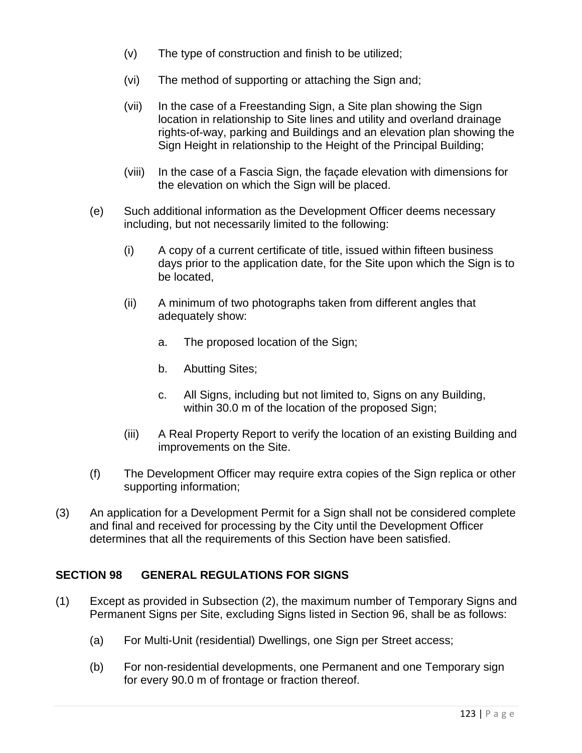(v) The type of construction and finish to be utilized;

(vi) The method of supporting or attaching the Sign and;

(vii) In the case of a Freestanding Sign, a Site plan showing the Sign location in relationship to Site lines and utility and overland drainage rights-of-way, parking and Buildings and an elevation plan showing the Sign Height in relationship to the Height of the Principal Building;

(viii) In the case of a Fascia Sign, the façade elevation with dimensions for the elevation on which the Sign will be placed.

(e) Such additional information as the Development Officer deems necessary including, but not necessarily limited to the following:

(i) A copy of a current certificate of title, issued within fifteen business days prior to the application date, for the Site upon which the Sign is to be located,

(ii) A minimum of two photographs taken from different angles that adequately show:

a. The proposed location of the Sign;

b. Abutting Sites;

c. All Signs, including but not limited to, Signs on any Building, within 30.0 m of the location of the proposed Sign;

(iii) A Real Property Report to verify the location of an existing Building and improvements on the Site.

(f) The Development Officer may require extra copies of the Sign replica or other supporting information;

(3) An application for a Development Permit for a Sign shall not be considered complete and final and received for processing by the City until the Development Officer determines that all the requirements of this Section have been satisfied.

## SECTION 98 GENERAL REGULATIONS FOR SIGNS

(1) Except as provided in Subsection (2), the maximum number of Temporary Signs and Permanent Signs per Site, excluding Signs listed in Section 96, shall be as follows:

(a) For Multi-Unit (residential) Dwellings, one Sign per Street access;

(b) For non-residential developments, one Permanent and one Temporary sign for every 90.0 m of frontage or fraction thereof.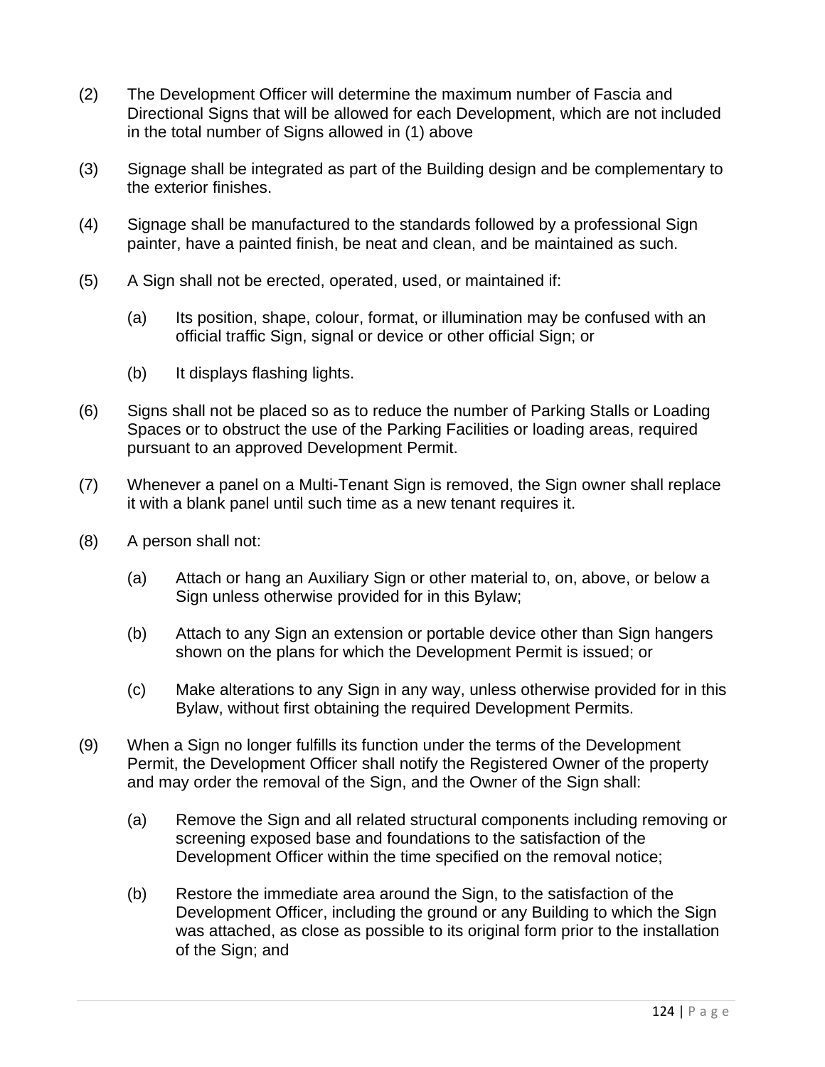(2) The Development Officer will determine the maximum number of Fascia and Directional Signs that will be allowed for each Development, which are not included in the total number of Signs allowed in (1) above

(3) Signage shall be integrated as part of the Building design and be complementary to the exterior finishes.

(4) Signage shall be manufactured to the standards followed by a professional Sign painter, have a painted finish, be neat and clean, and be maintained as such.

(5) A Sign shall not be erected, operated, used, or maintained if:

   (a) Its position, shape, colour, format, or illumination may be confused with an official traffic Sign, signal or device or other official Sign; or

   (b) It displays flashing lights.

(6) Signs shall not be placed so as to reduce the number of Parking Stalls or Loading Spaces or to obstruct the use of the Parking Facilities or loading areas, required pursuant to an approved Development Permit.

(7) Whenever a panel on a Multi-Tenant Sign is removed, the Sign owner shall replace it with a blank panel until such time as a new tenant requires it.

(8) A person shall not:

   (a) Attach or hang an Auxiliary Sign or other material to, on, above, or below a Sign unless otherwise provided for in this Bylaw;

   (b) Attach to any Sign an extension or portable device other than Sign hangers shown on the plans for which the Development Permit is issued; or

   (c) Make alterations to any Sign in any way, unless otherwise provided for in this Bylaw, without first obtaining the required Development Permits.

(9) When a Sign no longer fulfills its function under the terms of the Development Permit, the Development Officer shall notify the Registered Owner of the property and may order the removal of the Sign, and the Owner of the Sign shall:

   (a) Remove the Sign and all related structural components including removing or screening exposed base and foundations to the satisfaction of the Development Officer within the time specified on the removal notice;

   (b) Restore the immediate area around the Sign, to the satisfaction of the Development Officer, including the ground or any Building to which the Sign was attached, as close as possible to its original form prior to the installation of the Sign; and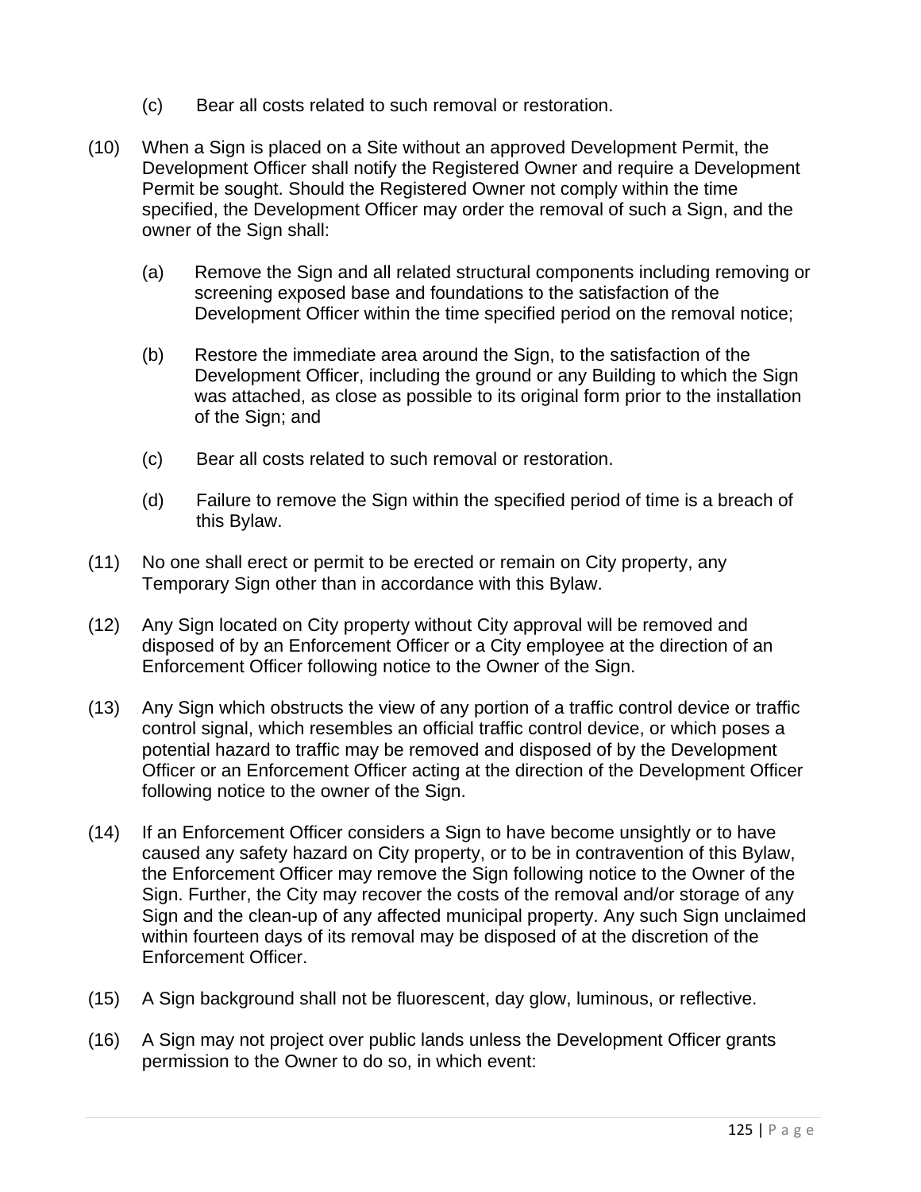(c) Bear all costs related to such removal or restoration.

(10) When a Sign is placed on a Site without an approved Development Permit, the Development Officer shall notify the Registered Owner and require a Development Permit be sought. Should the Registered Owner not comply within the time specified, the Development Officer may order the removal of such a Sign, and the owner of the Sign shall:

(a) Remove the Sign and all related structural components including removing or screening exposed base and foundations to the satisfaction of the Development Officer within the time specified period on the removal notice;

(b) Restore the immediate area around the Sign, to the satisfaction of the Development Officer, including the ground or any Building to which the Sign was attached, as close as possible to its original form prior to the installation of the Sign; and

(c) Bear all costs related to such removal or restoration.

(d) Failure to remove the Sign within the specified period of time is a breach of this Bylaw.

(11) No one shall erect or permit to be erected or remain on City property, any Temporary Sign other than in accordance with this Bylaw.

(12) Any Sign located on City property without City approval will be removed and disposed of by an Enforcement Officer or a City employee at the direction of an Enforcement Officer following notice to the Owner of the Sign.

(13) Any Sign which obstructs the view of any portion of a traffic control device or traffic control signal, which resembles an official traffic control device, or which poses a potential hazard to traffic may be removed and disposed of by the Development Officer or an Enforcement Officer acting at the direction of the Development Officer following notice to the owner of the Sign.

(14) If an Enforcement Officer considers a Sign to have become unsightly or to have caused any safety hazard on City property, or to be in contravention of this Bylaw, the Enforcement Officer may remove the Sign following notice to the Owner of the Sign. Further, the City may recover the costs of the removal and/or storage of any Sign and the clean-up of any affected municipal property. Any such Sign unclaimed within fourteen days of its removal may be disposed of at the discretion of the Enforcement Officer.

(15) A Sign background shall not be fluorescent, day glow, luminous, or reflective.

(16) A Sign may not project over public lands unless the Development Officer grants permission to the Owner to do so, in which event: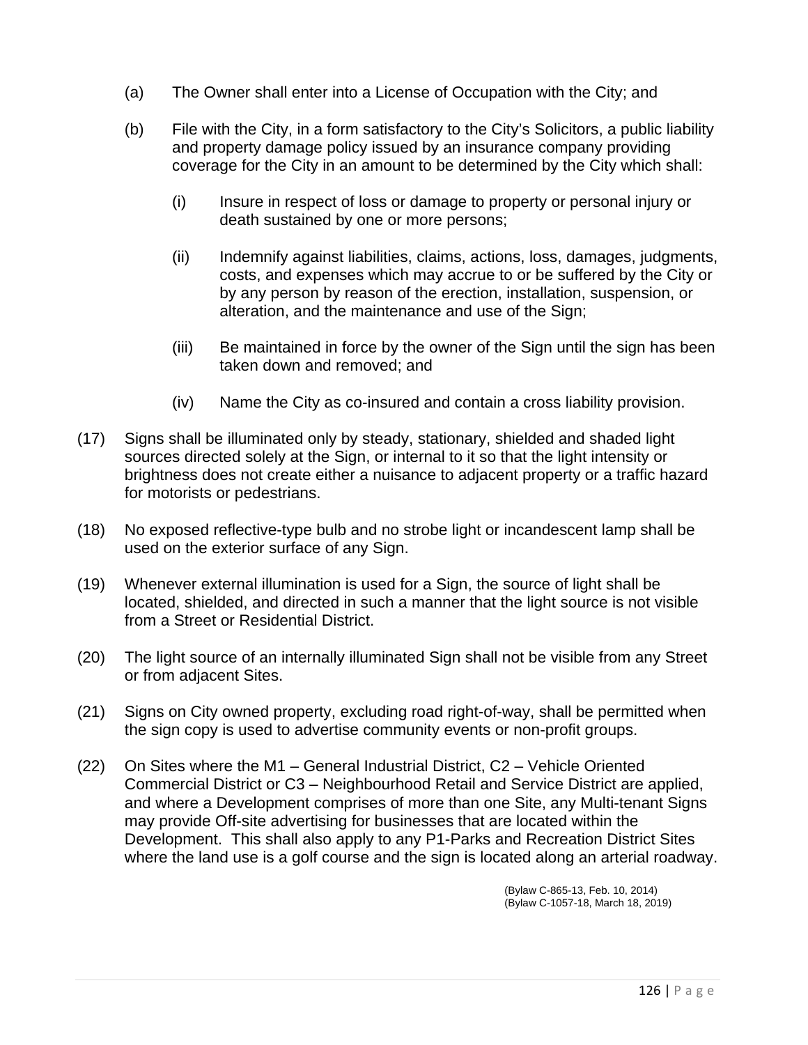(a) The Owner shall enter into a License of Occupation with the City; and

(b) File with the City, in a form satisfactory to the City's Solicitors, a public liability and property damage policy issued by an insurance company providing coverage for the City in an amount to be determined by the City which shall:

   (i) Insure in respect of loss or damage to property or personal injury or death sustained by one or more persons;

   (ii) Indemnify against liabilities, claims, actions, loss, damages, judgments, costs, and expenses which may accrue to or be suffered by the City or by any person by reason of the erection, installation, suspension, or alteration, and the maintenance and use of the Sign;

   (iii) Be maintained in force by the owner of the Sign until the sign has been taken down and removed; and

   (iv) Name the City as co-insured and contain a cross liability provision.

(17) Signs shall be illuminated only by steady, stationary, shielded and shaded light sources directed solely at the Sign, or internal to it so that the light intensity or brightness does not create either a nuisance to adjacent property or a traffic hazard for motorists or pedestrians.

(18) No exposed reflective-type bulb and no strobe light or incandescent lamp shall be used on the exterior surface of any Sign.

(19) Whenever external illumination is used for a Sign, the source of light shall be located, shielded, and directed in such a manner that the light source is not visible from a Street or Residential District.

(20) The light source of an internally illuminated Sign shall not be visible from any Street or from adjacent Sites.

(21) Signs on City owned property, excluding road right-of-way, shall be permitted when the sign copy is used to advertise community events or non-profit groups.

(22) On Sites where the M1 – General Industrial District, C2 – Vehicle Oriented Commercial District or C3 – Neighbourhood Retail and Service District are applied, and where a Development comprises of more than one Site, any Multi-tenant Signs may provide Off-site advertising for businesses that are located within the Development. This shall also apply to any P1-Parks and Recreation District Sites where the land use is a golf course and the sign is located along an arterial roadway.

(Bylaw C-865-13, Feb. 10, 2014)
(Bylaw C-1057-18, March 18, 2019)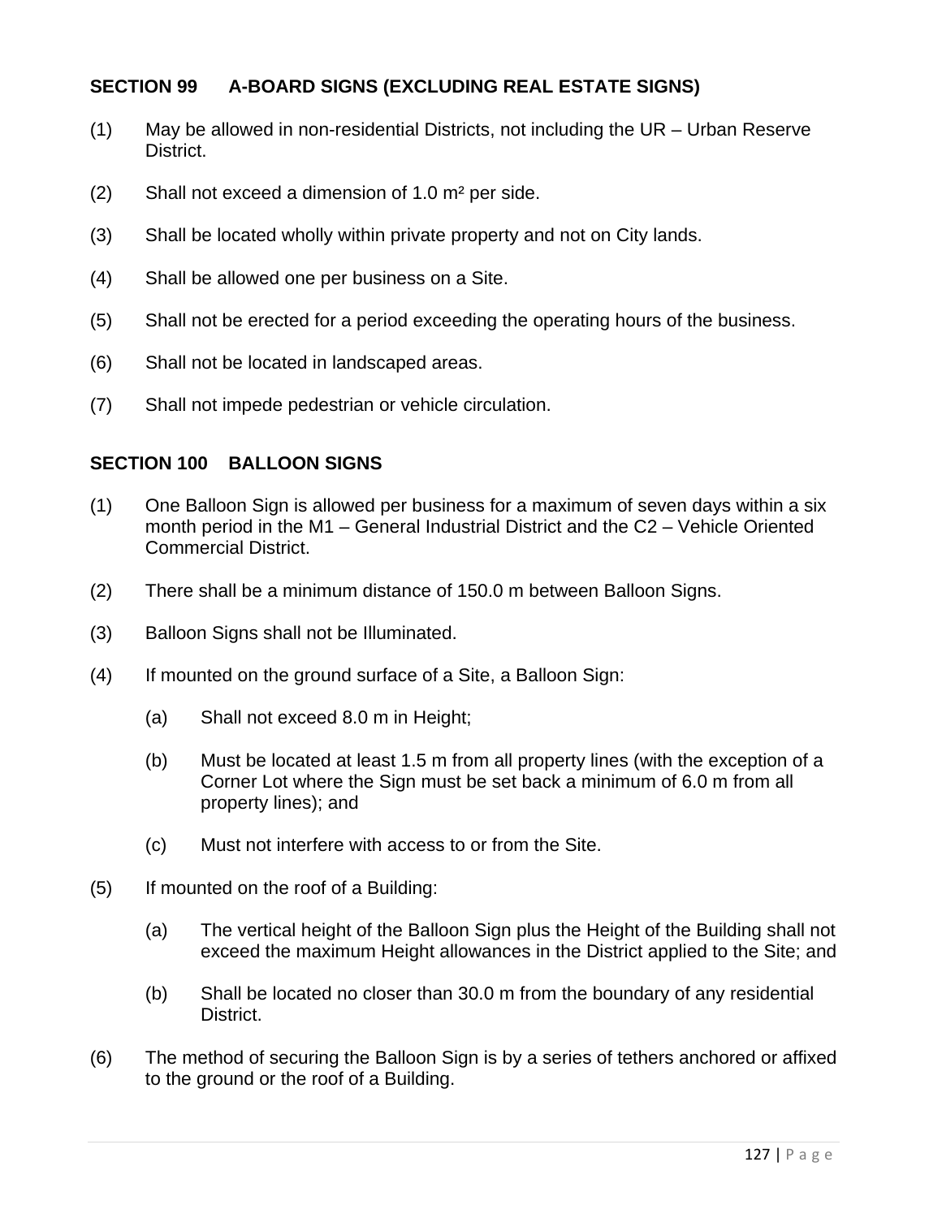## SECTION 99 A-BOARD SIGNS (EXCLUDING REAL ESTATE SIGNS)

(1) May be allowed in non-residential Districts, not including the UR – Urban Reserve District.

(2) Shall not exceed a dimension of 1.0 $m^2$ per side.

(3) Shall be located wholly within private property and not on City lands.

(4) Shall be allowed one per business on a Site.

(5) Shall not be erected for a period exceeding the operating hours of the business.

(6) Shall not be located in landscaped areas.

(7) Shall not impede pedestrian or vehicle circulation.

## SECTION 100 BALLOON SIGNS

(1) One Balloon Sign is allowed per business for a maximum of seven days within a six month period in the M1 – General Industrial District and the C2 – Vehicle Oriented Commercial District.

(2) There shall be a minimum distance of 150.0 m between Balloon Signs.

(3) Balloon Signs shall not be Illuminated.

(4) If mounted on the ground surface of a Site, a Balloon Sign:

   (a) Shall not exceed 8.0 m in Height;

   (b) Must be located at least 1.5 m from all property lines (with the exception of a Corner Lot where the Sign must be set back a minimum of 6.0 m from all property lines); and

   (c) Must not interfere with access to or from the Site.

(5) If mounted on the roof of a Building:

   (a) The vertical height of the Balloon Sign plus the Height of the Building shall not exceed the maximum Height allowances in the District applied to the Site; and

   (b) Shall be located no closer than 30.0 m from the boundary of any residential District.

(6) The method of securing the Balloon Sign is by a series of tethers anchored or affixed to the ground or the roof of a Building.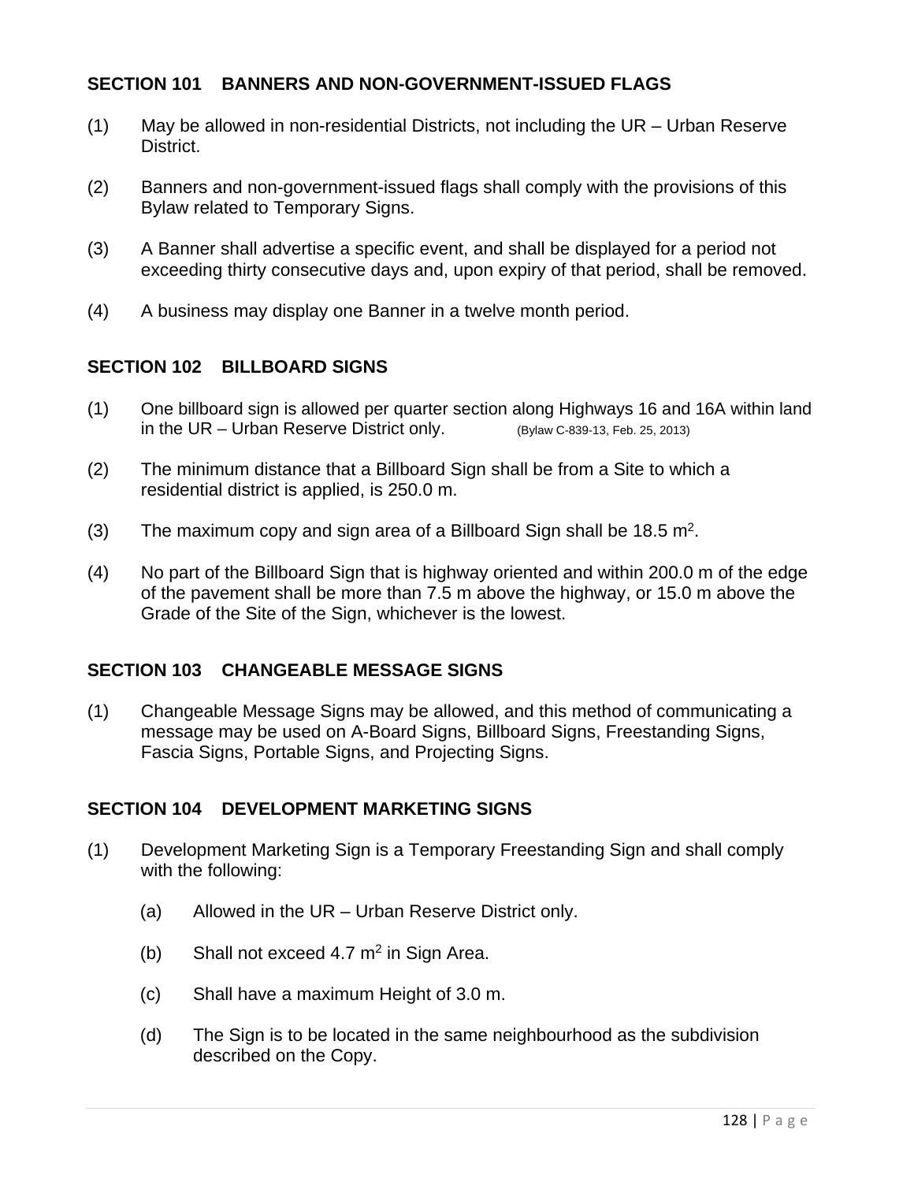## SECTION 101 BANNERS AND NON-GOVERNMENT-ISSUED FLAGS

(1) May be allowed in non-residential Districts, not including the UR – Urban Reserve District.

(2) Banners and non-government-issued flags shall comply with the provisions of this Bylaw related to Temporary Signs.

(3) A Banner shall advertise a specific event, and shall be displayed for a period not exceeding thirty consecutive days and, upon expiry of that period, shall be removed.

(4) A business may display one Banner in a twelve month period.

## SECTION 102 BILLBOARD SIGNS

(1) One billboard sign is allowed per quarter section along Highways 16 and 16A within land in the UR – Urban Reserve District only. (Bylaw C-839-13, Feb. 25, 2013)

(2) The minimum distance that a Billboard Sign shall be from a Site to which a residential district is applied, is 250.0 m.

(3) The maximum copy and sign area of a Billboard Sign shall be 18.5 $m^2$.

(4) No part of the Billboard Sign that is highway oriented and within 200.0 m of the edge of the pavement shall be more than 7.5 m above the highway, or 15.0 m above the Grade of the Site of the Sign, whichever is the lowest.

## SECTION 103 CHANGEABLE MESSAGE SIGNS

(1) Changeable Message Signs may be allowed, and this method of communicating a message may be used on A-Board Signs, Billboard Signs, Freestanding Signs, Fascia Signs, Portable Signs, and Projecting Signs.

## SECTION 104 DEVELOPMENT MARKETING SIGNS

(1) Development Marketing Sign is a Temporary Freestanding Sign and shall comply with the following:

   (a) Allowed in the UR – Urban Reserve District only.

   (b) Shall not exceed 4.7 $m^2$ in Sign Area.

   (c) Shall have a maximum Height of 3.0 m.

   (d) The Sign is to be located in the same neighbourhood as the subdivision described on the Copy.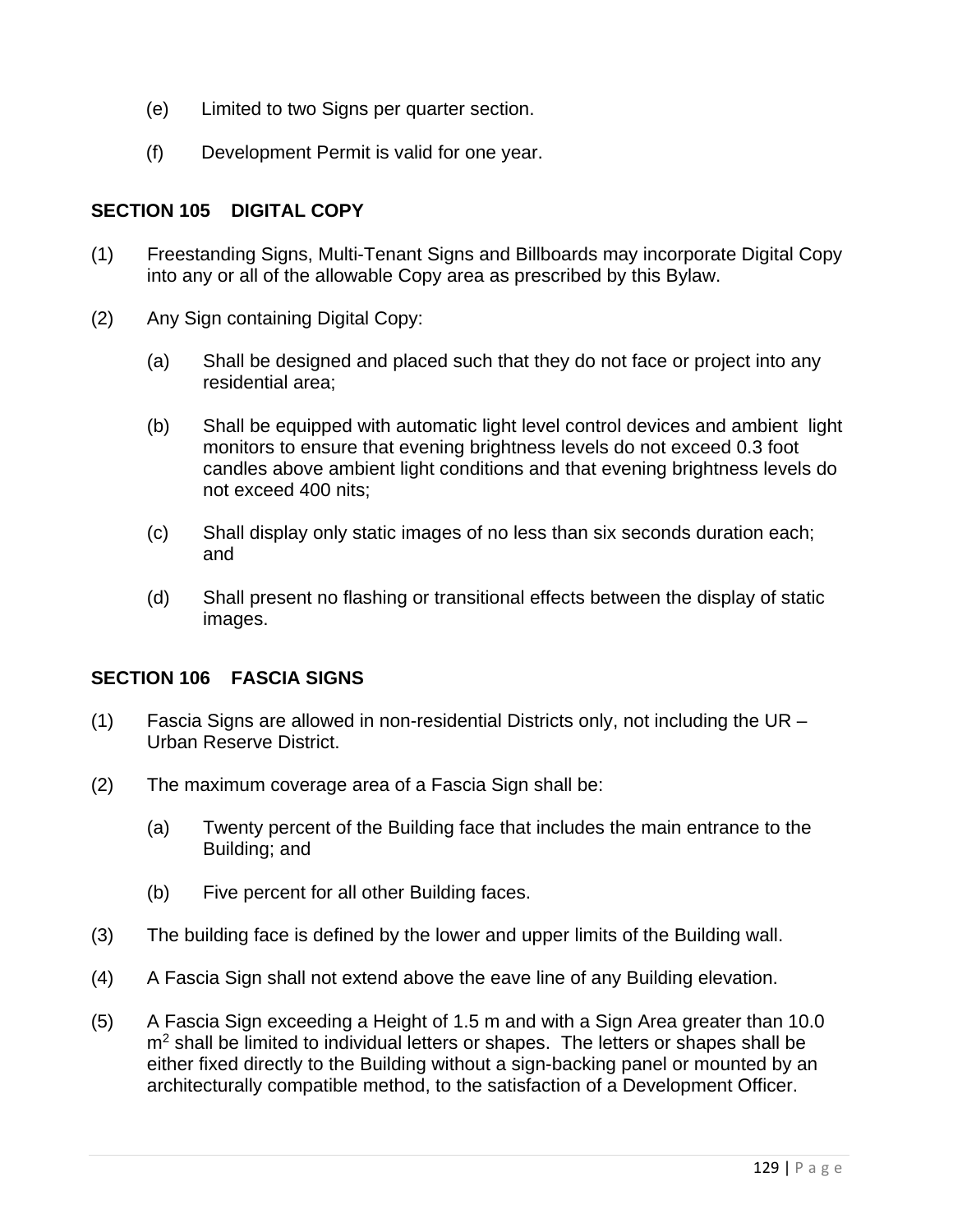(e) Limited to two Signs per quarter section.

(f) Development Permit is valid for one year.

## SECTION 105 DIGITAL COPY

(1) Freestanding Signs, Multi-Tenant Signs and Billboards may incorporate Digital Copy into any or all of the allowable Copy area as prescribed by this Bylaw.

(2) Any Sign containing Digital Copy:

(a) Shall be designed and placed such that they do not face or project into any residential area;

(b) Shall be equipped with automatic light level control devices and ambient light monitors to ensure that evening brightness levels do not exceed 0.3 foot candles above ambient light conditions and that evening brightness levels do not exceed 400 nits;

(c) Shall display only static images of no less than six seconds duration each; and

(d) Shall present no flashing or transitional effects between the display of static images.

## SECTION 106 FASCIA SIGNS

(1) Fascia Signs are allowed in non-residential Districts only, not including the UR – Urban Reserve District.

(2) The maximum coverage area of a Fascia Sign shall be:

(a) Twenty percent of the Building face that includes the main entrance to the Building; and

(b) Five percent for all other Building faces.

(3) The building face is defined by the lower and upper limits of the Building wall.

(4) A Fascia Sign shall not extend above the eave line of any Building elevation.

(5) A Fascia Sign exceeding a Height of 1.5 m and with a Sign Area greater than 10.0 $m^2$ shall be limited to individual letters or shapes. The letters or shapes shall be either fixed directly to the Building without a sign-backing panel or mounted by an architecturally compatible method, to the satisfaction of a Development Officer.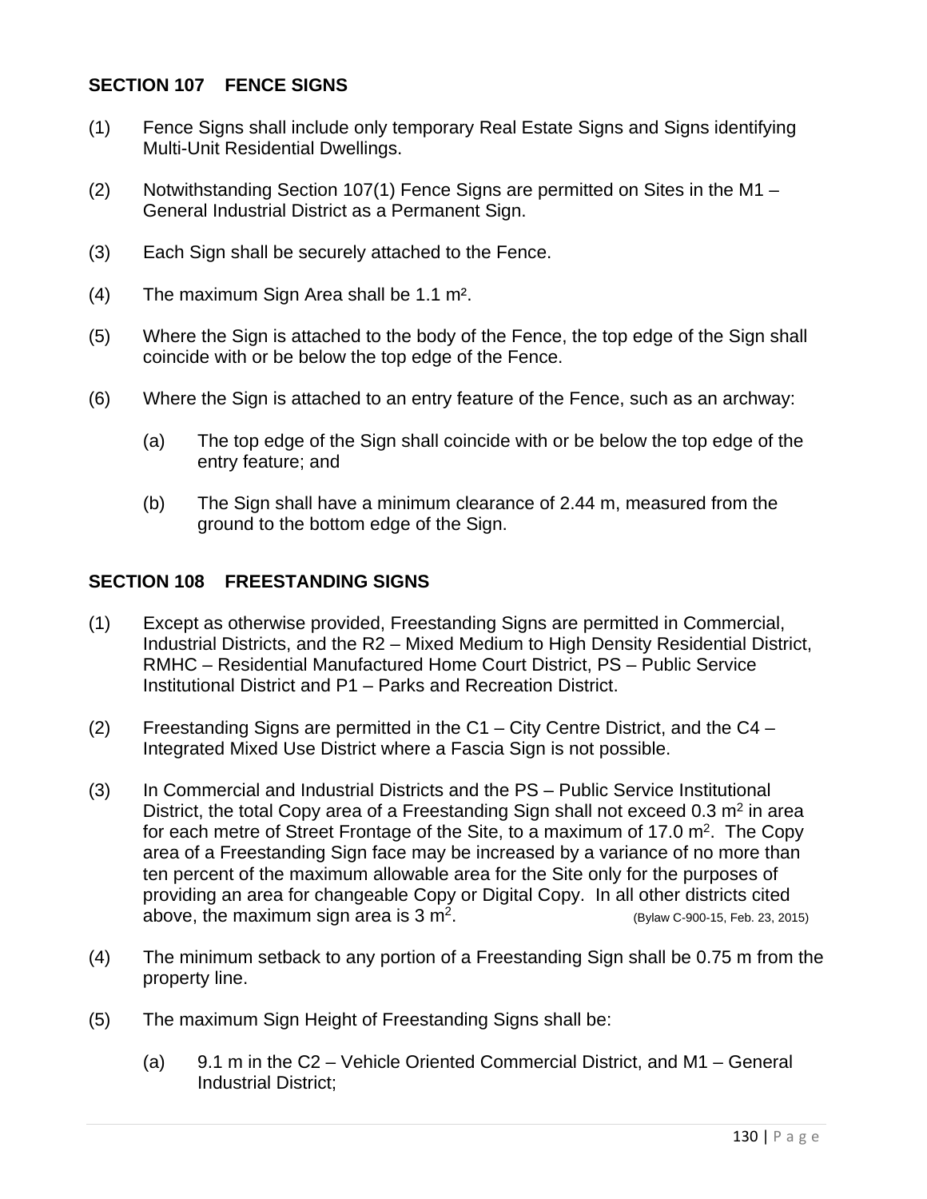## SECTION 107 FENCE SIGNS

(1) Fence Signs shall include only temporary Real Estate Signs and Signs identifying Multi-Unit Residential Dwellings.

(2) Notwithstanding Section 107(1) Fence Signs are permitted on Sites in the M1 – General Industrial District as a Permanent Sign.

(3) Each Sign shall be securely attached to the Fence.

(4) The maximum Sign Area shall be 1.1 $m^2$.

(5) Where the Sign is attached to the body of the Fence, the top edge of the Sign shall coincide with or be below the top edge of the Fence.

(6) Where the Sign is attached to an entry feature of the Fence, such as an archway:

  (a) The top edge of the Sign shall coincide with or be below the top edge of the entry feature; and

  (b) The Sign shall have a minimum clearance of 2.44 m, measured from the ground to the bottom edge of the Sign.

## SECTION 108 FREESTANDING SIGNS

(1) Except as otherwise provided, Freestanding Signs are permitted in Commercial, Industrial Districts, and the R2 – Mixed Medium to High Density Residential District, RMHC – Residential Manufactured Home Court District, PS – Public Service Institutional District and P1 – Parks and Recreation District.

(2) Freestanding Signs are permitted in the C1 – City Centre District, and the C4 – Integrated Mixed Use District where a Fascia Sign is not possible.

(3) In Commercial and Industrial Districts and the PS – Public Service Institutional District, the total Copy area of a Freestanding Sign shall not exceed 0.3 $m^2$ in area for each metre of Street Frontage of the Site, to a maximum of 17.0 $m^2$. The Copy area of a Freestanding Sign face may be increased by a variance of no more than ten percent of the maximum allowable area for the Site only for the purposes of providing an area for changeable Copy or Digital Copy. In all other districts cited above, the maximum sign area is 3 $m^2$. (Bylaw C-900-15, Feb. 23, 2015)

(4) The minimum setback to any portion of a Freestanding Sign shall be 0.75 m from the property line.

(5) The maximum Sign Height of Freestanding Signs shall be:

  (a) 9.1 m in the C2 – Vehicle Oriented Commercial District, and M1 – General Industrial District;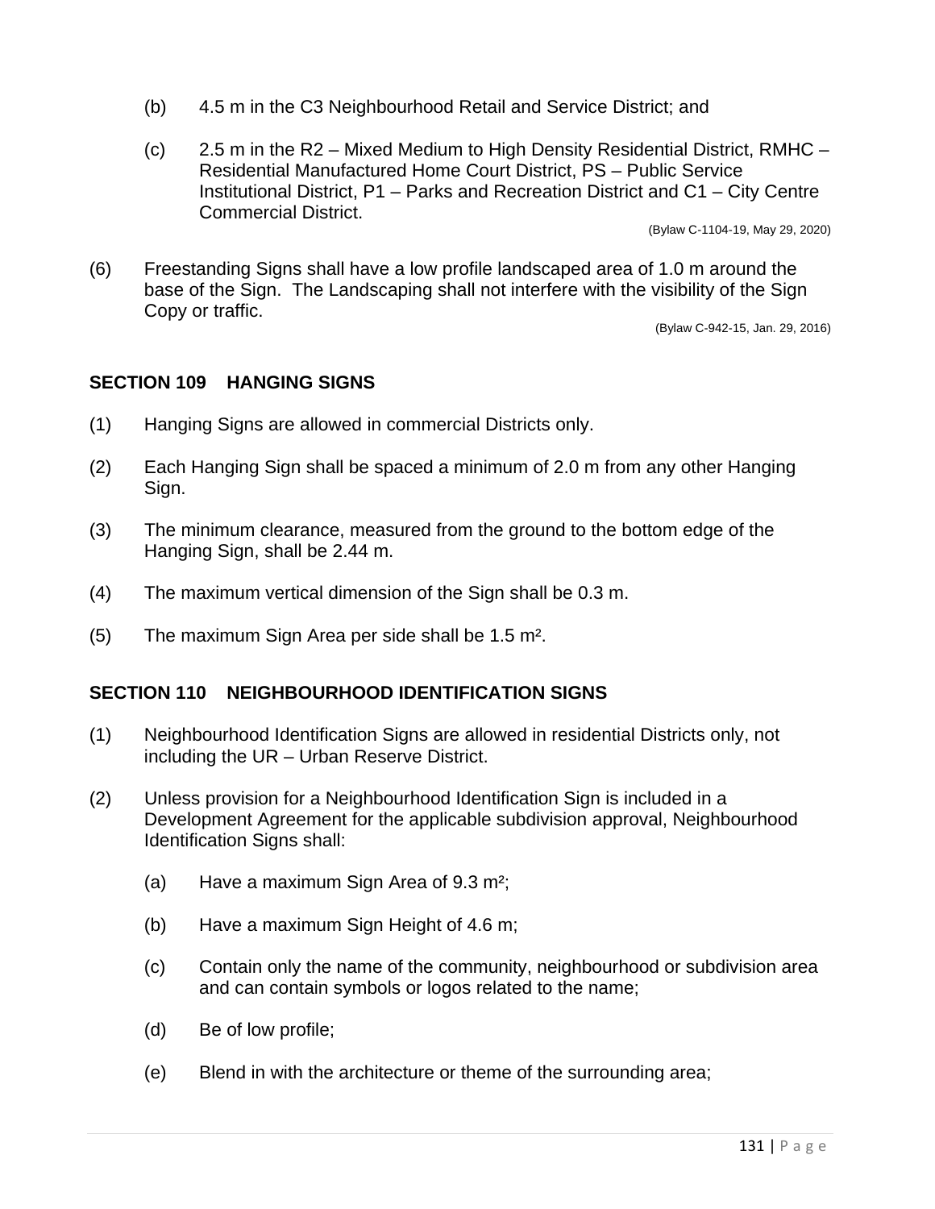(b) 4.5 m in the C3 Neighbourhood Retail and Service District; and

(c) 2.5 m in the R2 – Mixed Medium to High Density Residential District, RMHC – Residential Manufactured Home Court District, PS – Public Service Institutional District, P1 – Parks and Recreation District and C1 – City Centre Commercial District.

(Bylaw C-1104-19, May 29, 2020)

(6) Freestanding Signs shall have a low profile landscaped area of 1.0 m around the base of the Sign. The Landscaping shall not interfere with the visibility of the Sign Copy or traffic.

(Bylaw C-942-15, Jan. 29, 2016)

## SECTION 109 HANGING SIGNS

(1) Hanging Signs are allowed in commercial Districts only.

(2) Each Hanging Sign shall be spaced a minimum of 2.0 m from any other Hanging Sign.

(3) The minimum clearance, measured from the ground to the bottom edge of the Hanging Sign, shall be 2.44 m.

(4) The maximum vertical dimension of the Sign shall be 0.3 m.

(5) The maximum Sign Area per side shall be 1.5 $m^2$.

## SECTION 110 NEIGHBOURHOOD IDENTIFICATION SIGNS

(1) Neighbourhood Identification Signs are allowed in residential Districts only, not including the UR – Urban Reserve District.

(2) Unless provision for a Neighbourhood Identification Sign is included in a Development Agreement for the applicable subdivision approval, Neighbourhood Identification Signs shall:

(a) Have a maximum Sign Area of 9.3 $m^2$;

(b) Have a maximum Sign Height of 4.6 m;

(c) Contain only the name of the community, neighbourhood or subdivision area and can contain symbols or logos related to the name;

(d) Be of low profile;

(e) Blend in with the architecture or theme of the surrounding area;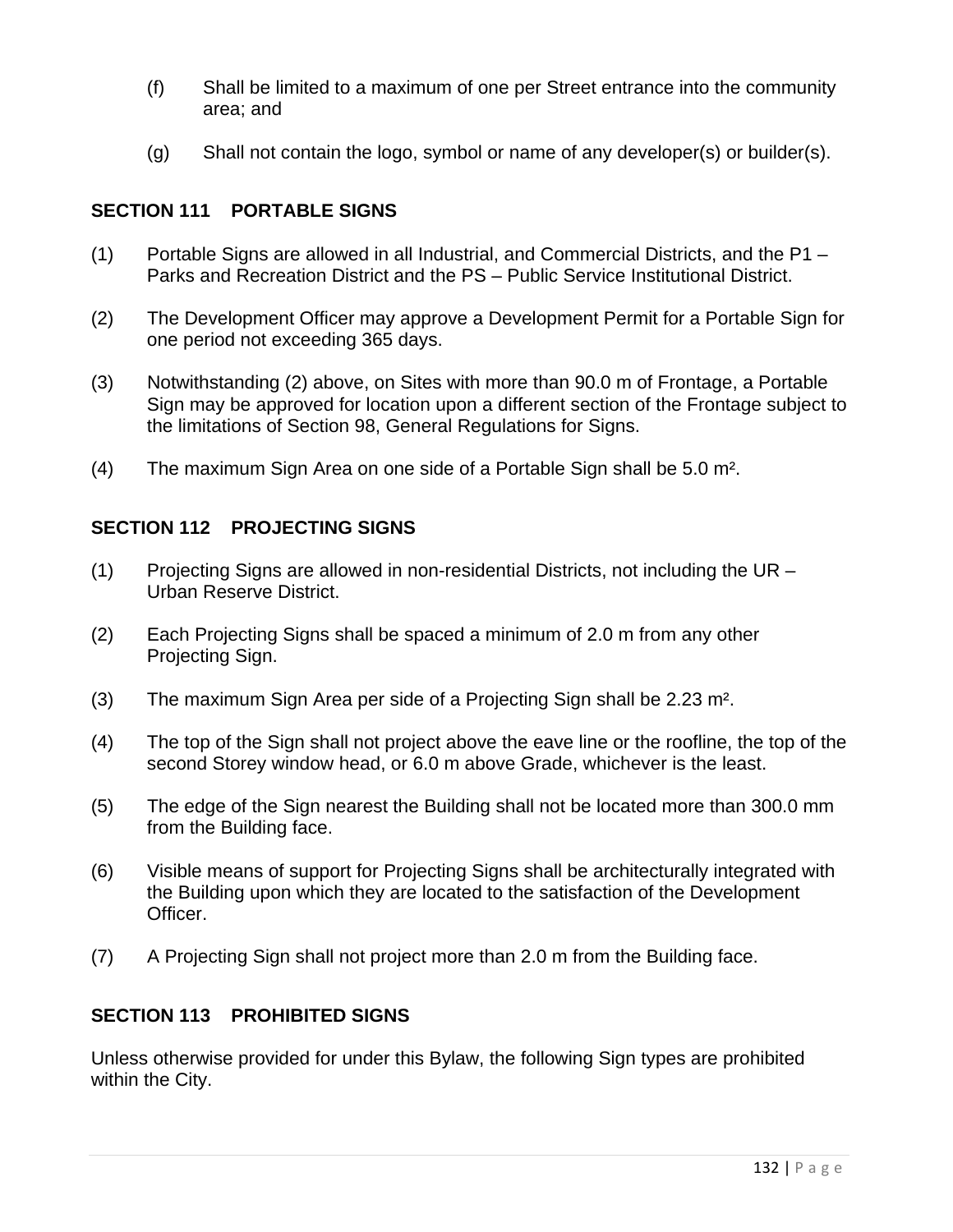(f) Shall be limited to a maximum of one per Street entrance into the community area; and

(g) Shall not contain the logo, symbol or name of any developer(s) or builder(s).

## SECTION 111 PORTABLE SIGNS

(1) Portable Signs are allowed in all Industrial, and Commercial Districts, and the P1 – Parks and Recreation District and the PS – Public Service Institutional District.

(2) The Development Officer may approve a Development Permit for a Portable Sign for one period not exceeding 365 days.

(3) Notwithstanding (2) above, on Sites with more than 90.0 m of Frontage, a Portable Sign may be approved for location upon a different section of the Frontage subject to the limitations of Section 98, General Regulations for Signs.

(4) The maximum Sign Area on one side of a Portable Sign shall be 5.0 $m^2$.

## SECTION 112 PROJECTING SIGNS

(1) Projecting Signs are allowed in non-residential Districts, not including the UR – Urban Reserve District.

(2) Each Projecting Signs shall be spaced a minimum of 2.0 m from any other Projecting Sign.

(3) The maximum Sign Area per side of a Projecting Sign shall be 2.23 $m^2$.

(4) The top of the Sign shall not project above the eave line or the roofline, the top of the second Storey window head, or 6.0 m above Grade, whichever is the least.

(5) The edge of the Sign nearest the Building shall not be located more than 300.0 mm from the Building face.

(6) Visible means of support for Projecting Signs shall be architecturally integrated with the Building upon which they are located to the satisfaction of the Development Officer.

(7) A Projecting Sign shall not project more than 2.0 m from the Building face.

## SECTION 113 PROHIBITED SIGNS

Unless otherwise provided for under this Bylaw, the following Sign types are prohibited within the City.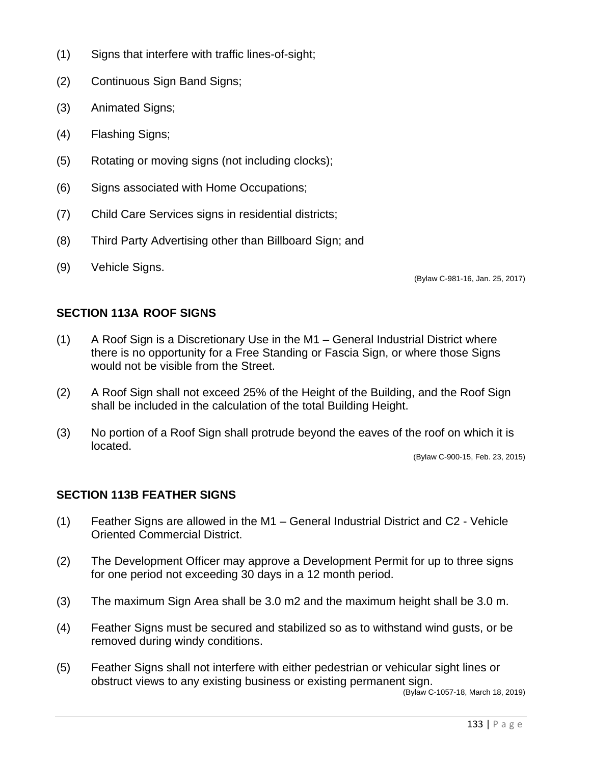(1) Signs that interfere with traffic lines-of-sight;

(2) Continuous Sign Band Signs;

(3) Animated Signs;

(4) Flashing Signs;

(5) Rotating or moving signs (not including clocks);

(6) Signs associated with Home Occupations;

(7) Child Care Services signs in residential districts;

(8) Third Party Advertising other than Billboard Sign; and

(9) Vehicle Signs.

(Bylaw C-981-16, Jan. 25, 2017)

## SECTION 113A ROOF SIGNS

(1) A Roof Sign is a Discretionary Use in the M1 – General Industrial District where there is no opportunity for a Free Standing or Fascia Sign, or where those Signs would not be visible from the Street.

(2) A Roof Sign shall not exceed 25% of the Height of the Building, and the Roof Sign shall be included in the calculation of the total Building Height.

(3) No portion of a Roof Sign shall protrude beyond the eaves of the roof on which it is located.

(Bylaw C-900-15, Feb. 23, 2015)

## SECTION 113B FEATHER SIGNS

(1) Feather Signs are allowed in the M1 – General Industrial District and C2 - Vehicle Oriented Commercial District.

(2) The Development Officer may approve a Development Permit for up to three signs for one period not exceeding 30 days in a 12 month period.

(3) The maximum Sign Area shall be 3.0 m2 and the maximum height shall be 3.0 m.

(4) Feather Signs must be secured and stabilized so as to withstand wind gusts, or be removed during windy conditions.

(5) Feather Signs shall not interfere with either pedestrian or vehicular sight lines or obstruct views to any existing business or existing permanent sign.

(Bylaw C-1057-18, March 18, 2019)